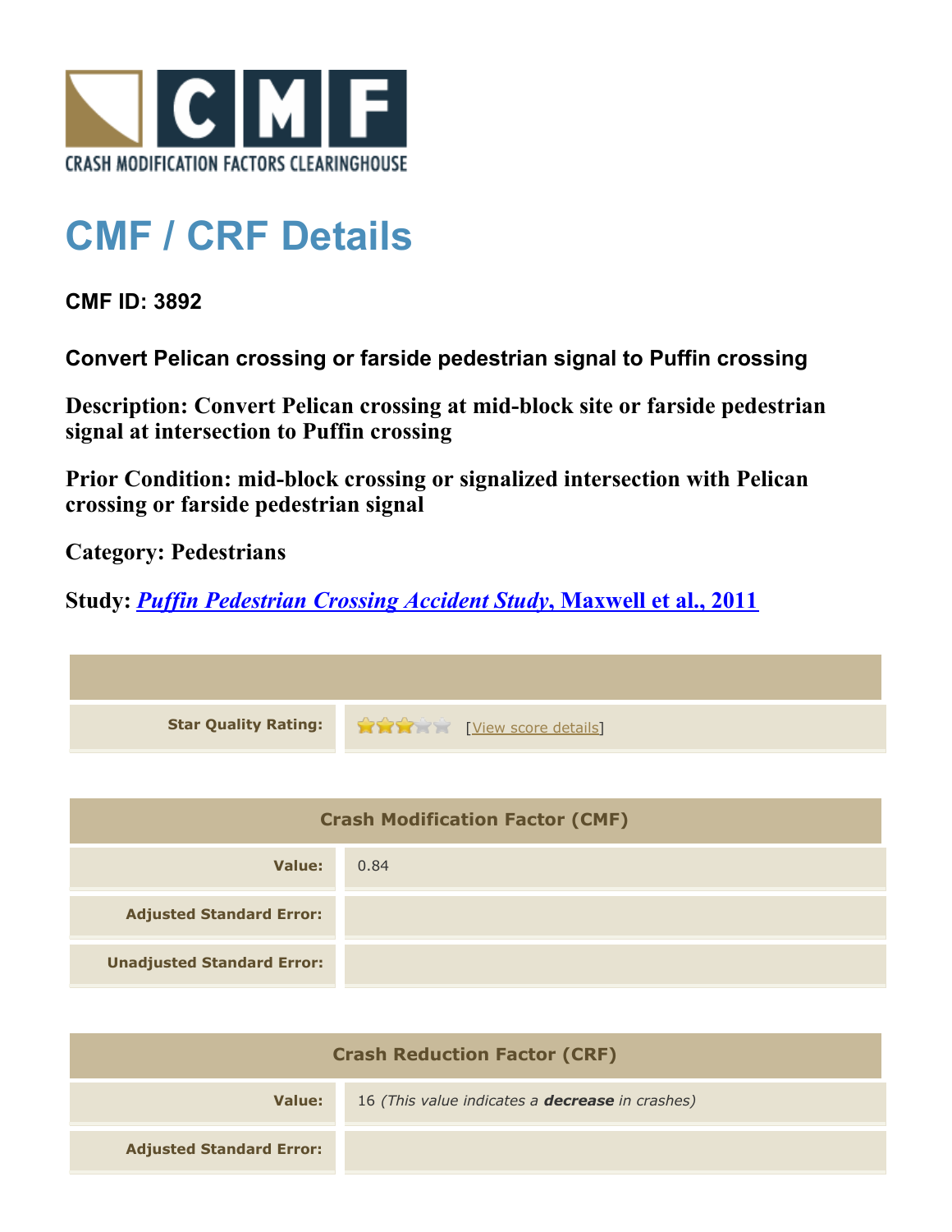CRASH MODIFICATION FACTORS CLEARINGHOUSE

# CMF / CRF Details

**CMF ID: 3892**

**Convert Pelican crossing or farside pedestrian signal to Puffin crossing**

**Description: Convert Pelican crossing at mid-block site or farside pedestrian signal at intersection to Puffin crossing**

**Prior Condition: mid-block crossing or signalized intersection with Pelican crossing or farside pedestrian signal**

**Category: Pedestrians**

**Study: *Puffin Pedestrian Crossing Accident Study*, Maxwell et al., 2011**

| | |
|---|---|
| **Star Quality Rating:** | 3 stars [View score details] |

| Crash Modification Factor (CMF) | |
|---|---|
| **Value:** | 0.84 |
| **Adjusted Standard Error:** | |
| **Unadjusted Standard Error:** | |

| Crash Reduction Factor (CRF) | |
|---|---|
| **Value:** | 16 *(This value indicates a **decrease** in crashes)* |
| **Adjusted Standard Error:** | |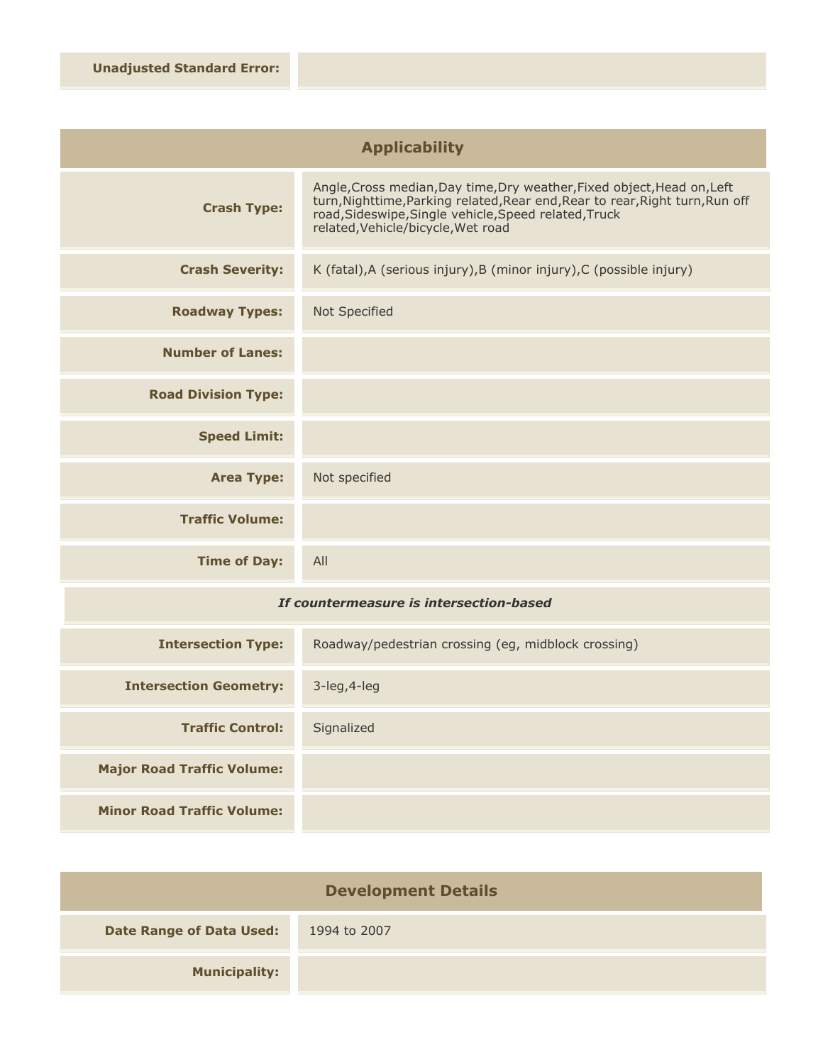| | |
|---|---|
| **Unadjusted Standard Error:** | |

## Applicability

| | |
|---|---|
| **Crash Type:** | Angle,Cross median,Day time,Dry weather,Fixed object,Head on,Left turn,Nighttime,Parking related,Rear end,Rear to rear,Right turn,Run off road,Sideswipe,Single vehicle,Speed related,Truck related,Vehicle/bicycle,Wet road |
| **Crash Severity:** | K (fatal),A (serious injury),B (minor injury),C (possible injury) |
| **Roadway Types:** | Not Specified |
| **Number of Lanes:** | |
| **Road Division Type:** | |
| **Speed Limit:** | |
| **Area Type:** | Not specified |
| **Traffic Volume:** | |
| **Time of Day:** | All |
| ***If countermeasure is intersection-based*** | |
| **Intersection Type:** | Roadway/pedestrian crossing (eg, midblock crossing) |
| **Intersection Geometry:** | 3-leg,4-leg |
| **Traffic Control:** | Signalized |
| **Major Road Traffic Volume:** | |
| **Minor Road Traffic Volume:** | |

## Development Details

| | |
|---|---|
| **Date Range of Data Used:** | 1994 to 2007 |
| **Municipality:** | |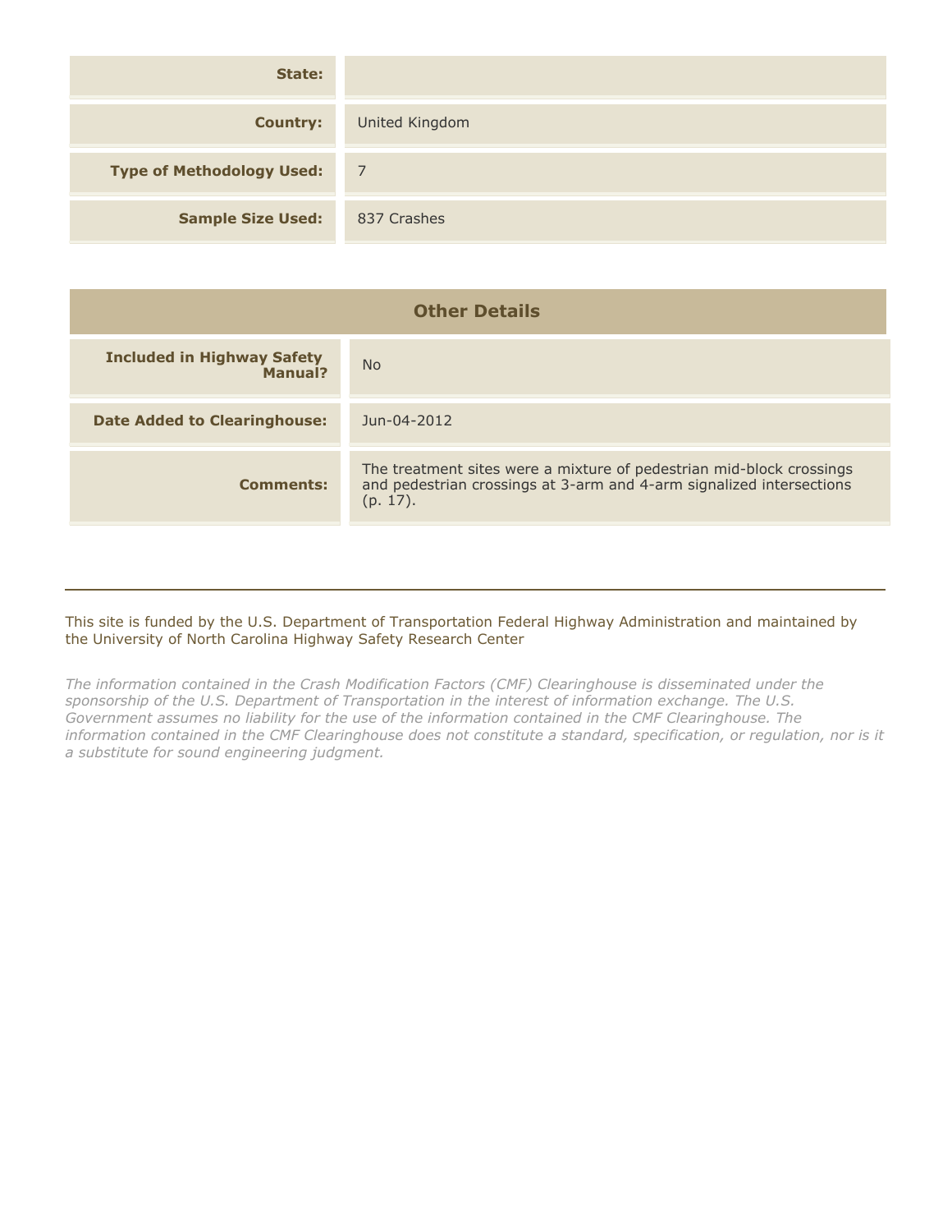| | |
|---|---|
| **State:** | |
| **Country:** | United Kingdom |
| **Type of Methodology Used:** | 7 |
| **Sample Size Used:** | 837 Crashes |

## Other Details

| | |
|---|---|
| **Included in Highway Safety Manual?** | No |
| **Date Added to Clearinghouse:** | Jun-04-2012 |
| **Comments:** | The treatment sites were a mixture of pedestrian mid-block crossings and pedestrian crossings at 3-arm and 4-arm signalized intersections (p. 17). |

---

This site is funded by the U.S. Department of Transportation Federal Highway Administration and maintained by the University of North Carolina Highway Safety Research Center

*The information contained in the Crash Modification Factors (CMF) Clearinghouse is disseminated under the sponsorship of the U.S. Department of Transportation in the interest of information exchange. The U.S. Government assumes no liability for the use of the information contained in the CMF Clearinghouse. The information contained in the CMF Clearinghouse does not constitute a standard, specification, or regulation, nor is it a substitute for sound engineering judgment.*